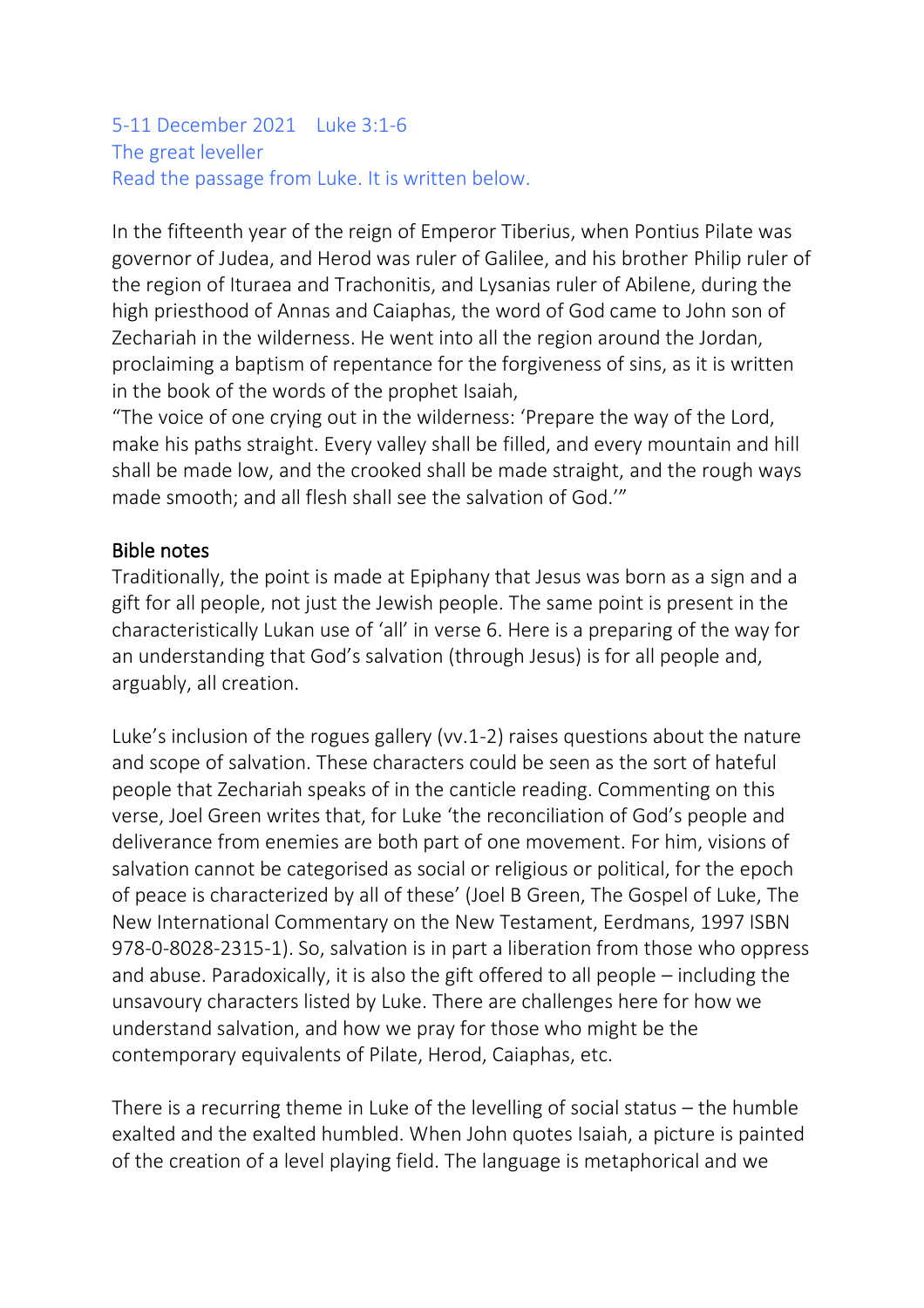5-11 December 2021 Luke 3:1-6
The great leveller
Read the passage from Luke. It is written below.

In the fifteenth year of the reign of Emperor Tiberius, when Pontius Pilate was governor of Judea, and Herod was ruler of Galilee, and his brother Philip ruler of the region of Ituraea and Trachonitis, and Lysanias ruler of Abilene, during the high priesthood of Annas and Caiaphas, the word of God came to John son of Zechariah in the wilderness. He went into all the region around the Jordan, proclaiming a baptism of repentance for the forgiveness of sins, as it is written in the book of the words of the prophet Isaiah,
"The voice of one crying out in the wilderness: 'Prepare the way of the Lord, make his paths straight. Every valley shall be filled, and every mountain and hill shall be made low, and the crooked shall be made straight, and the rough ways made smooth; and all flesh shall see the salvation of God.'"

## Bible notes

Traditionally, the point is made at Epiphany that Jesus was born as a sign and a gift for all people, not just the Jewish people. The same point is present in the characteristically Lukan use of 'all' in verse 6. Here is a preparing of the way for an understanding that God's salvation (through Jesus) is for all people and, arguably, all creation.

Luke's inclusion of the rogues gallery (vv.1-2) raises questions about the nature and scope of salvation. These characters could be seen as the sort of hateful people that Zechariah speaks of in the canticle reading. Commenting on this verse, Joel Green writes that, for Luke 'the reconciliation of God's people and deliverance from enemies are both part of one movement. For him, visions of salvation cannot be categorised as social or religious or political, for the epoch of peace is characterized by all of these' (Joel B Green, The Gospel of Luke, The New International Commentary on the New Testament, Eerdmans, 1997 ISBN 978-0-8028-2315-1). So, salvation is in part a liberation from those who oppress and abuse. Paradoxically, it is also the gift offered to all people – including the unsavoury characters listed by Luke. There are challenges here for how we understand salvation, and how we pray for those who might be the contemporary equivalents of Pilate, Herod, Caiaphas, etc.

There is a recurring theme in Luke of the levelling of social status – the humble exalted and the exalted humbled. When John quotes Isaiah, a picture is painted of the creation of a level playing field. The language is metaphorical and we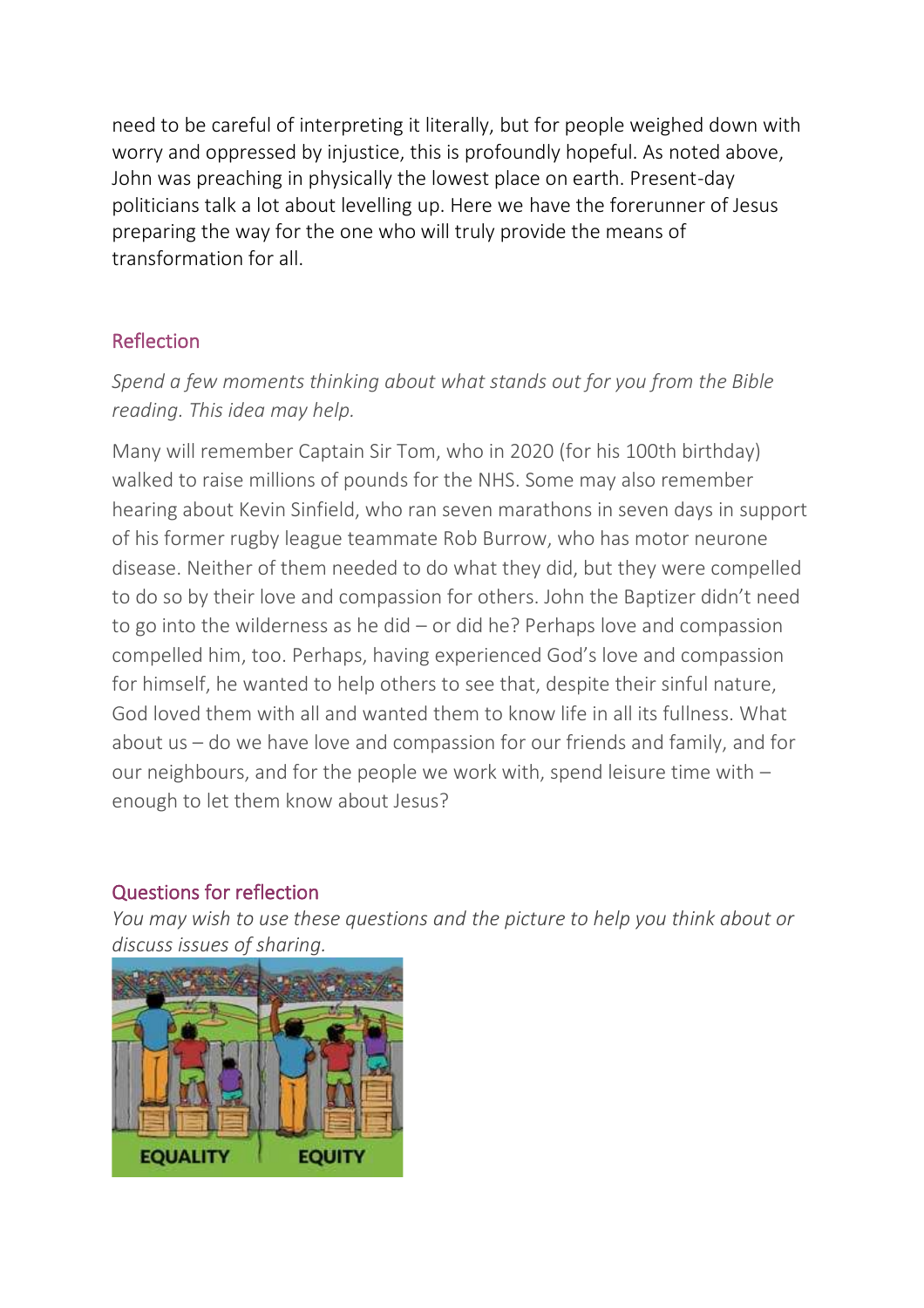need to be careful of interpreting it literally, but for people weighed down with worry and oppressed by injustice, this is profoundly hopeful. As noted above, John was preaching in physically the lowest place on earth. Present-day politicians talk a lot about levelling up. Here we have the forerunner of Jesus preparing the way for the one who will truly provide the means of transformation for all.

## Reflection

*Spend a few moments thinking about what stands out for you from the Bible reading. This idea may help.*

Many will remember Captain Sir Tom, who in 2020 (for his 100th birthday) walked to raise millions of pounds for the NHS. Some may also remember hearing about Kevin Sinfield, who ran seven marathons in seven days in support of his former rugby league teammate Rob Burrow, who has motor neurone disease. Neither of them needed to do what they did, but they were compelled to do so by their love and compassion for others. John the Baptizer didn't need to go into the wilderness as he did – or did he? Perhaps love and compassion compelled him, too. Perhaps, having experienced God's love and compassion for himself, he wanted to help others to see that, despite their sinful nature, God loved them with all and wanted them to know life in all its fullness. What about us – do we have love and compassion for our friends and family, and for our neighbours, and for the people we work with, spend leisure time with – enough to let them know about Jesus?

## Questions for reflection

*You may wish to use these questions and the picture to help you think about or discuss issues of sharing.*

EQUALITY EQUITY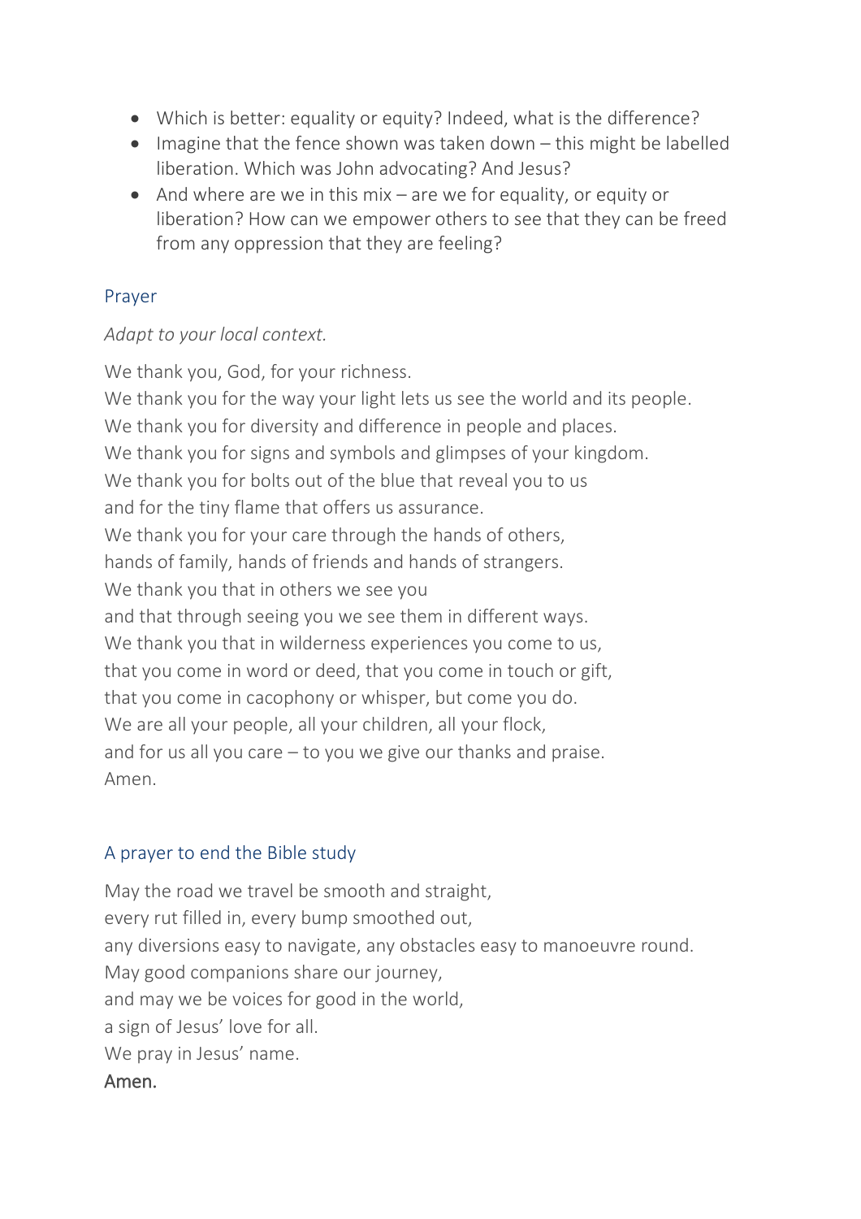- Which is better: equality or equity? Indeed, what is the difference?
- Imagine that the fence shown was taken down – this might be labelled liberation. Which was John advocating? And Jesus?
- And where are we in this mix – are we for equality, or equity or liberation? How can we empower others to see that they can be freed from any oppression that they are feeling?

## Prayer

*Adapt to your local context.*

We thank you, God, for your richness.
We thank you for the way your light lets us see the world and its people.
We thank you for diversity and difference in people and places.
We thank you for signs and symbols and glimpses of your kingdom.
We thank you for bolts out of the blue that reveal you to us
and for the tiny flame that offers us assurance.
We thank you for your care through the hands of others,
hands of family, hands of friends and hands of strangers.
We thank you that in others we see you
and that through seeing you we see them in different ways.
We thank you that in wilderness experiences you come to us,
that you come in word or deed, that you come in touch or gift,
that you come in cacophony or whisper, but come you do.
We are all your people, all your children, all your flock,
and for us all you care – to you we give our thanks and praise.
Amen.

## A prayer to end the Bible study

May the road we travel be smooth and straight,
every rut filled in, every bump smoothed out,
any diversions easy to navigate, any obstacles easy to manoeuvre round.
May good companions share our journey,
and may we be voices for good in the world,
a sign of Jesus' love for all.
We pray in Jesus' name.
**Amen.**